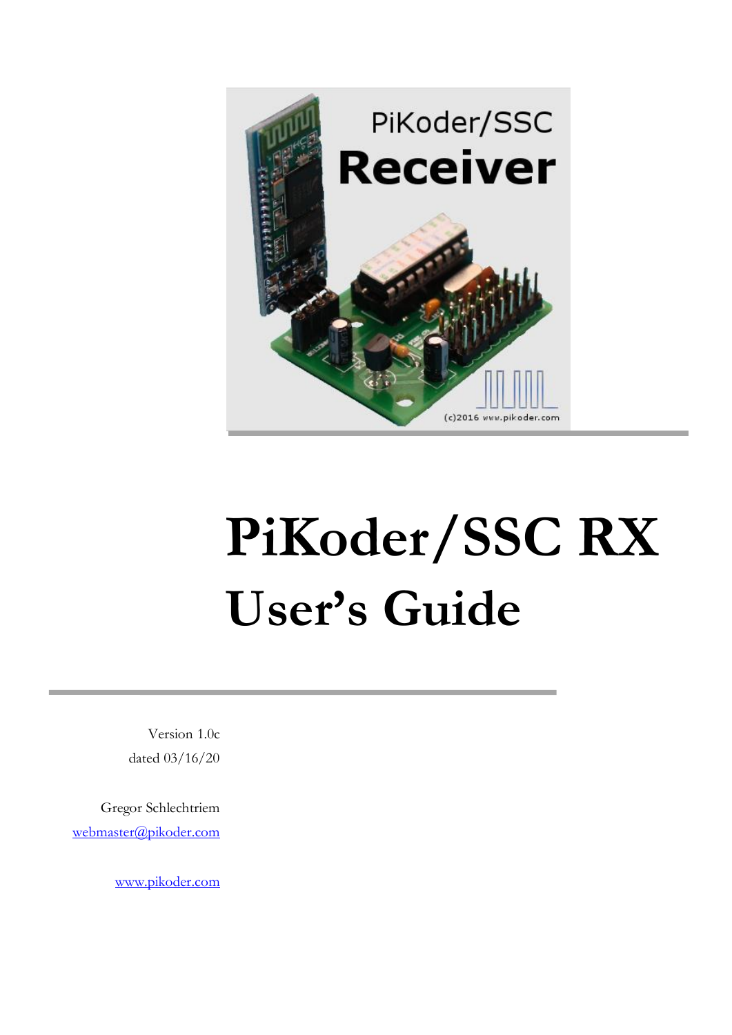# PiKoder/SSC RX

# User's Guide

Version 1.0c

dated 03/16/20

Gregor Schlechtriem

webmaster@pikoder.com

www.pikoder.com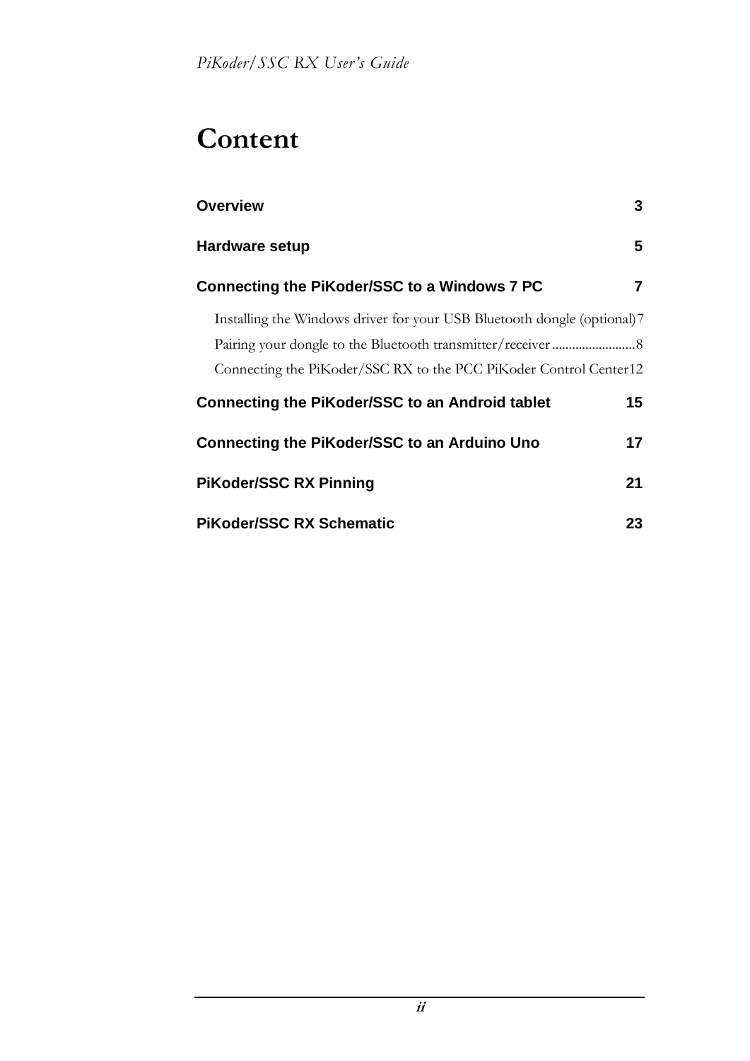# Content

**Overview** 3

**Hardware setup** 5

**Connecting the PiKoder/SSC to a Windows 7 PC** 7

- Installing the Windows driver for your USB Bluetooth dongle (optional) 7
- Pairing your dongle to the Bluetooth transmitter/receiver ......................... 8
- Connecting the PiKoder/SSC RX to the PCC PiKoder Control Center 12

**Connecting the PiKoder/SSC to an Android tablet** 15

**Connecting the PiKoder/SSC to an Arduino Uno** 17

**PiKoder/SSC RX Pinning** 21

**PiKoder/SSC RX Schematic** 23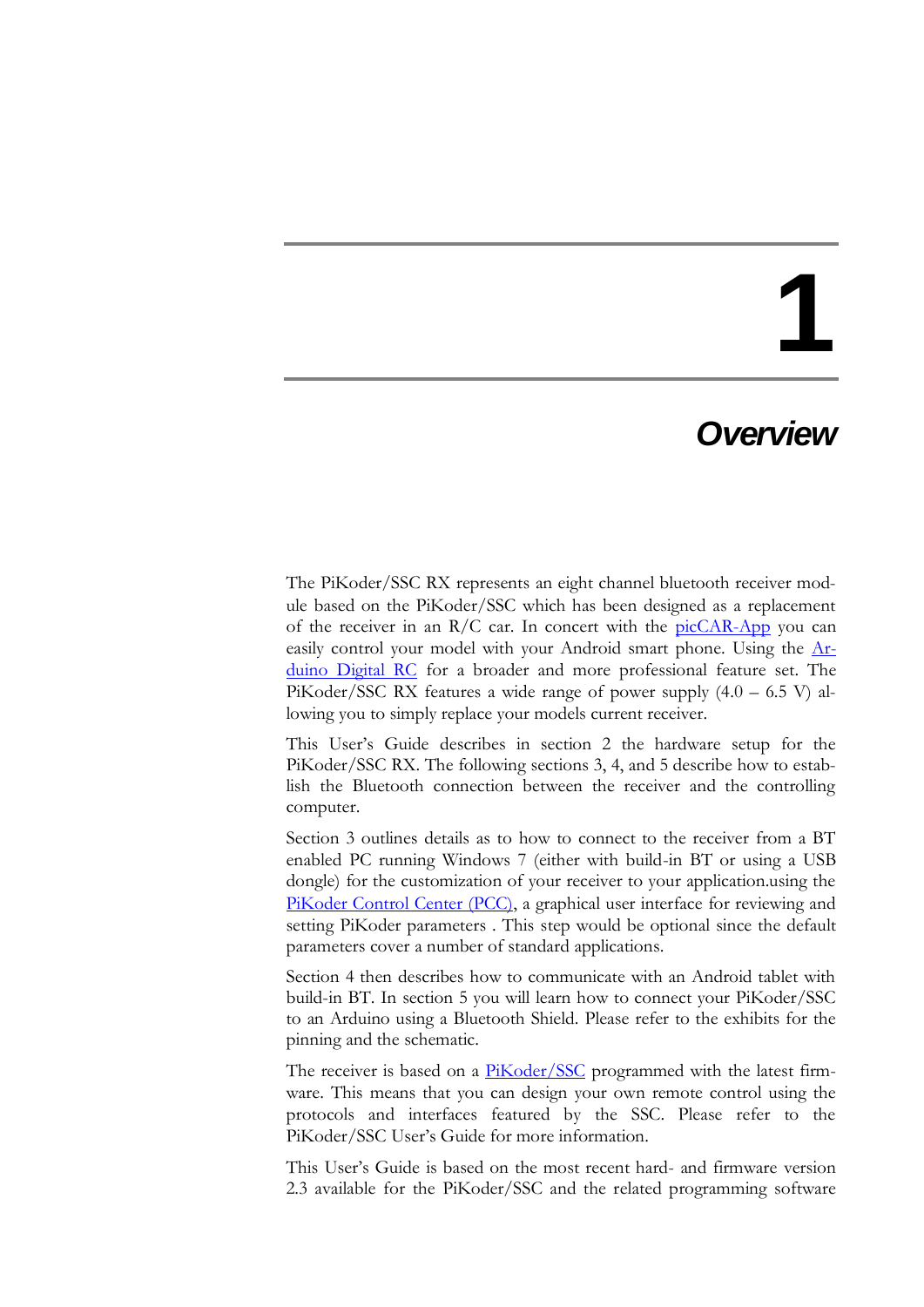# 1

# *Overview*

The PiKoder/SSC RX represents an eight channel bluetooth receiver module based on the PiKoder/SSC which has been designed as a replacement of the receiver in an R/C car. In concert with the picCAR-App you can easily control your model with your Android smart phone. Using the Arduino Digital RC for a broader and more professional feature set. The PiKoder/SSC RX features a wide range of power supply (4.0 – 6.5 V) allowing you to simply replace your models current receiver.

This User's Guide describes in section 2 the hardware setup for the PiKoder/SSC RX. The following sections 3, 4, and 5 describe how to establish the Bluetooth connection between the receiver and the controlling computer.

Section 3 outlines details as to how to connect to the receiver from a BT enabled PC running Windows 7 (either with build-in BT or using a USB dongle) for the customization of your receiver to your application.using the PiKoder Control Center (PCC), a graphical user interface for reviewing and setting PiKoder parameters . This step would be optional since the default parameters cover a number of standard applications.

Section 4 then describes how to communicate with an Android tablet with build-in BT. In section 5 you will learn how to connect your PiKoder/SSC to an Arduino using a Bluetooth Shield. Please refer to the exhibits for the pinning and the schematic.

The receiver is based on a PiKoder/SSC programmed with the latest firmware. This means that you can design your own remote control using the protocols and interfaces featured by the SSC. Please refer to the PiKoder/SSC User's Guide for more information.

This User's Guide is based on the most recent hard- and firmware version 2.3 available for the PiKoder/SSC and the related programming software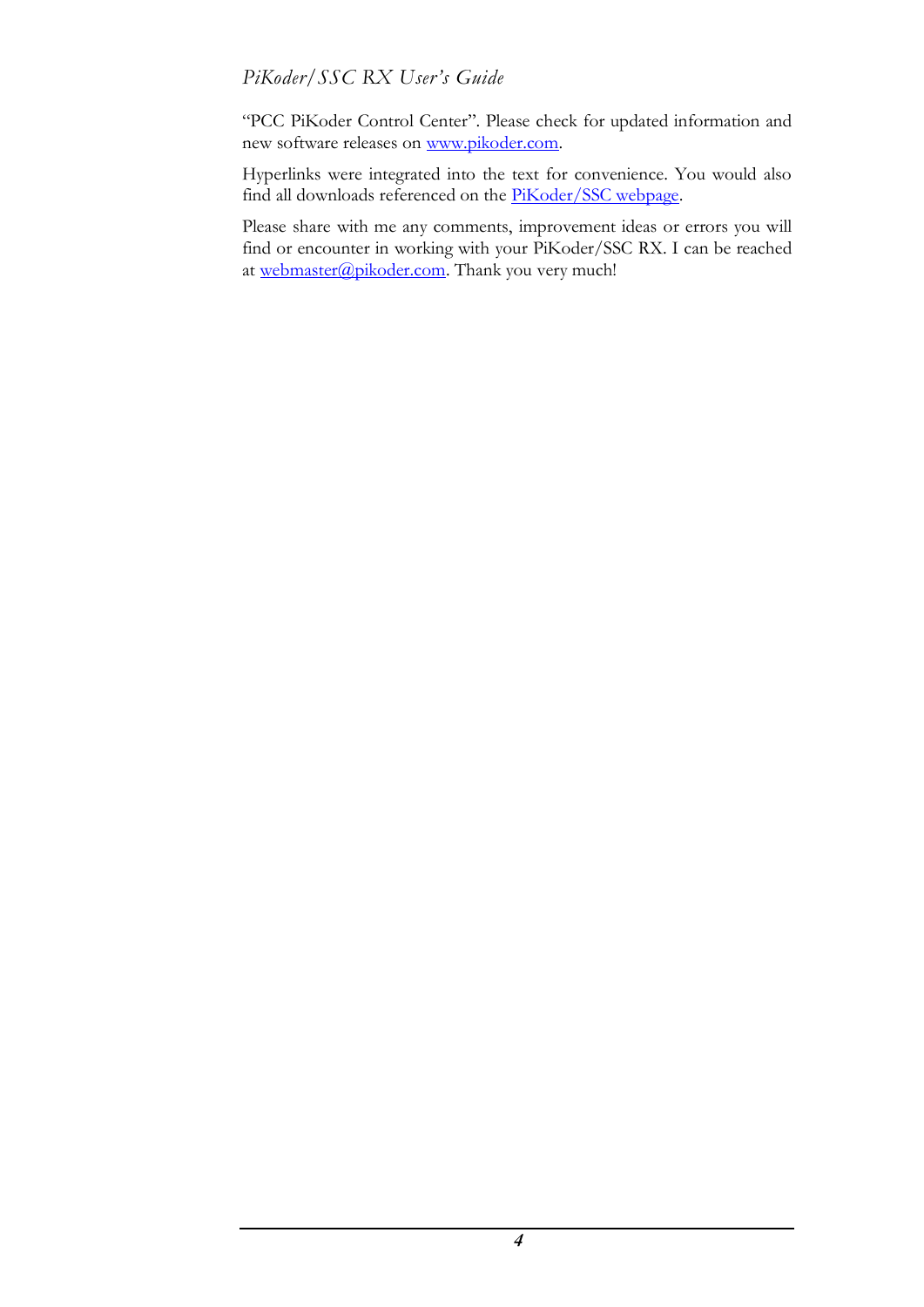"PCC PiKoder Control Center". Please check for updated information and new software releases on [www.pikoder.com](http://www.pikoder.com).

Hyperlinks were integrated into the text for convenience. You would also find all downloads referenced on the [PiKoder/SSC webpage](#).

Please share with me any comments, improvement ideas or errors you will find or encounter in working with your PiKoder/SSC RX. I can be reached at [webmaster@pikoder.com](mailto:webmaster@pikoder.com). Thank you very much!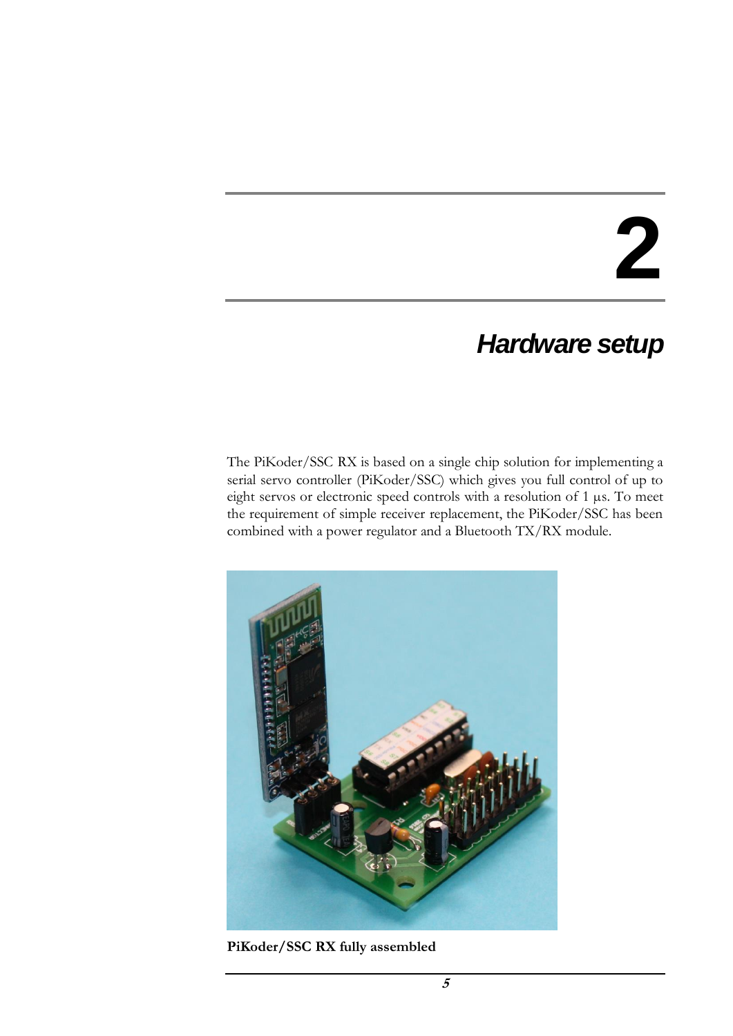# 2

## Hardware setup

The PiKoder/SSC RX is based on a single chip solution for implementing a serial servo controller (PiKoder/SSC) which gives you full control of up to eight servos or electronic speed controls with a resolution of 1 µs. To meet the requirement of simple receiver replacement, the PiKoder/SSC has been combined with a power regulator and a Bluetooth TX/RX module.

**PiKoder/SSC RX fully assembled**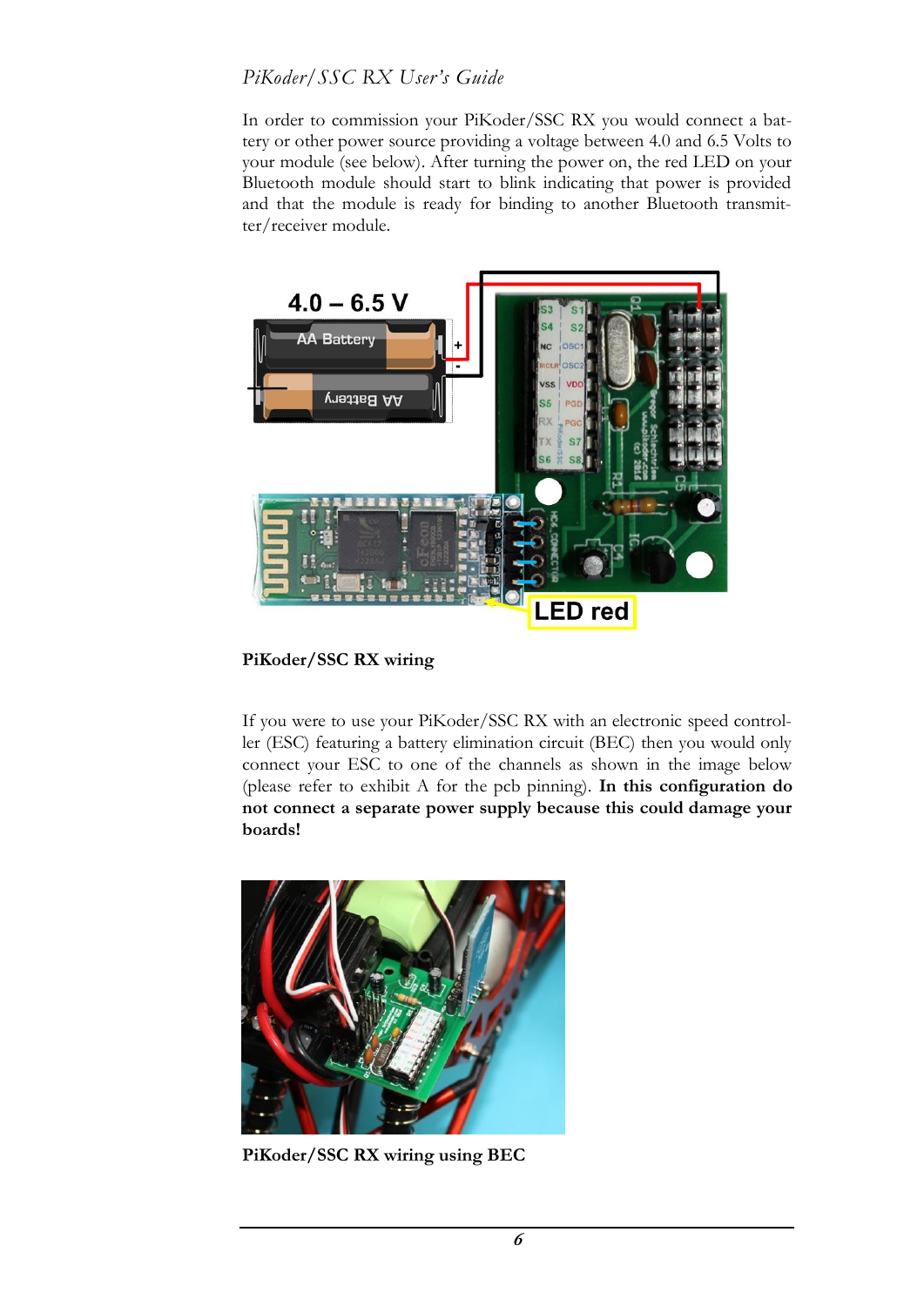In order to commission your PiKoder/SSC RX you would connect a battery or other power source providing a voltage between 4.0 and 6.5 Volts to your module (see below). After turning the power on, the red LED on your Bluetooth module should start to blink indicating that power is provided and that the module is ready for binding to another Bluetooth transmitter/receiver module.

**PiKoder/SSC RX wiring**

If you were to use your PiKoder/SSC RX with an electronic speed controller (ESC) featuring a battery elimination circuit (BEC) then you would only connect your ESC to one of the channels as shown in the image below (please refer to exhibit A for the pcb pinning). **In this configuration do not connect a separate power supply because this could damage your boards!**

**PiKoder/SSC RX wiring using BEC**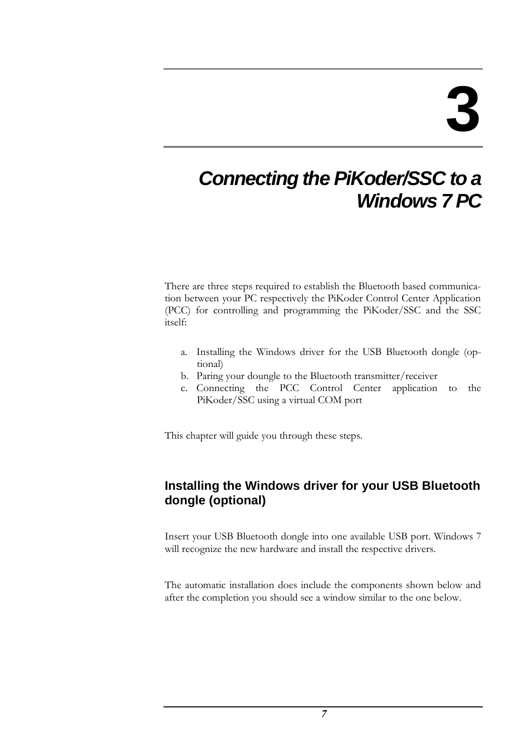# 3

# Connecting the PiKoder/SSC to a Windows 7 PC

There are three steps required to establish the Bluetooth based communication between your PC respectively the PiKoder Control Center Application (PCC) for controlling and programming the PiKoder/SSC and the SSC itself:

a. Installing the Windows driver for the USB Bluetooth dongle (optional)
b. Paring your doungle to the Bluetooth transmitter/receiver
c. Connecting the PCC Control Center application to the PiKoder/SSC using a virtual COM port

This chapter will guide you through these steps.

## Installing the Windows driver for your USB Bluetooth dongle (optional)

Insert your USB Bluetooth dongle into one available USB port. Windows 7 will recognize the new hardware and install the respective drivers.

The automatic installation does include the components shown below and after the completion you should see a window similar to the one below.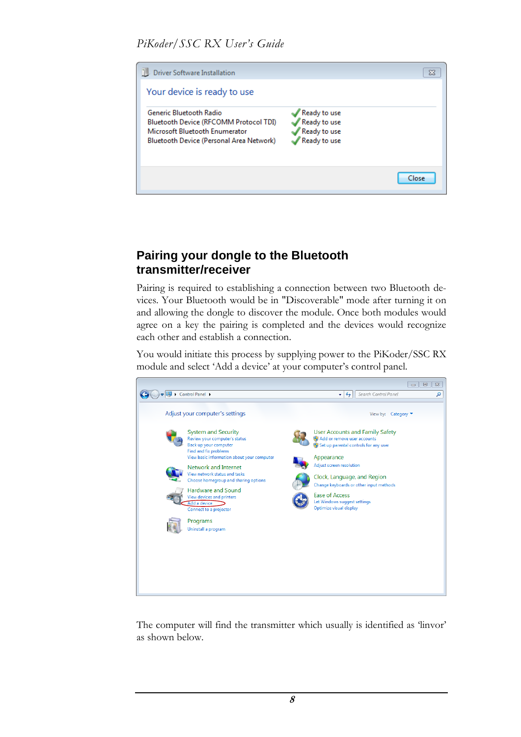## Pairing your dongle to the Bluetooth transmitter/receiver

Pairing is required to establishing a connection between two Bluetooth devices. Your Bluetooth would be in "Discoverable" mode after turning it on and allowing the dongle to discover the module. Once both modules would agree on a key the pairing is completed and the devices would recognize each other and establish a connection.

You would initiate this process by supplying power to the PiKoder/SSC RX module and select 'Add a device' at your computer's control panel.

The computer will find the transmitter which usually is identified as 'linvor' as shown below.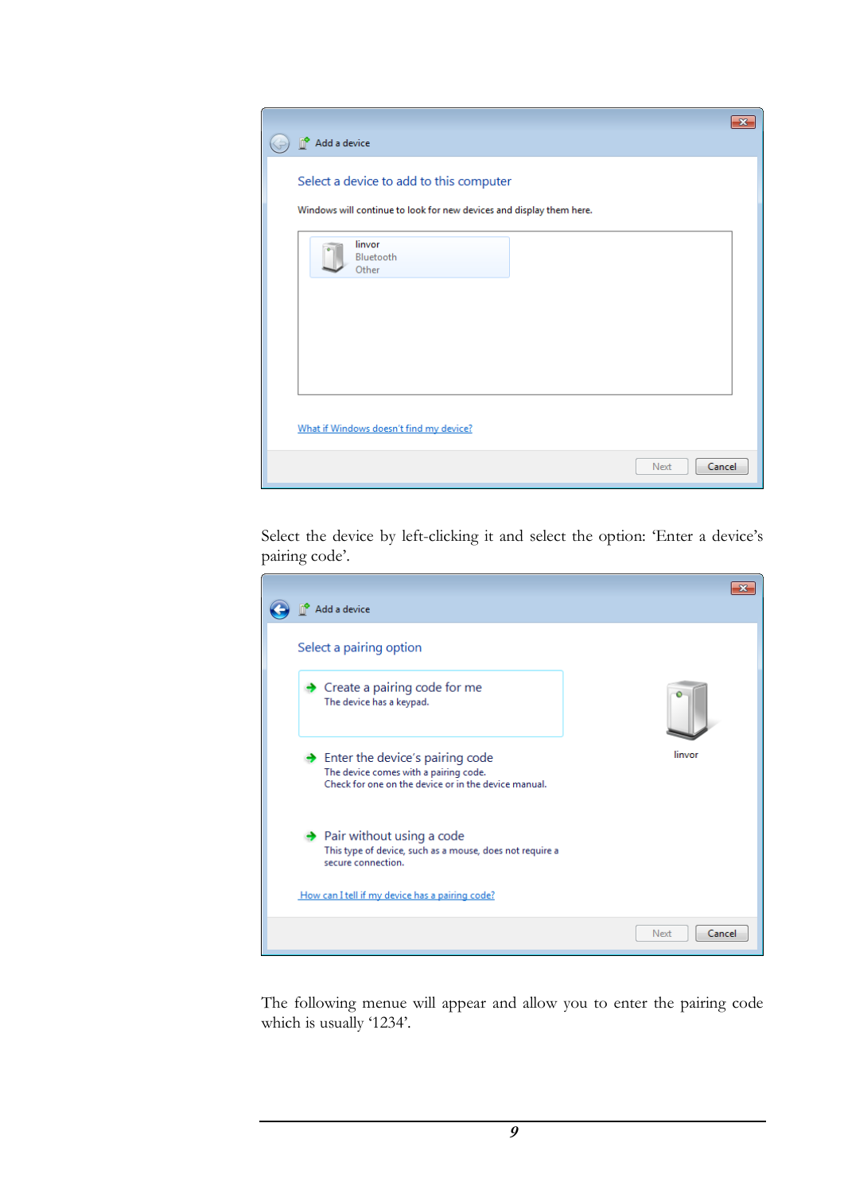Add a device

Select a device to add to this computer

Windows will continue to look for new devices and display them here.

linvor
Bluetooth
Other

What if Windows doesn't find my device?

Next | Cancel

Select the device by left-clicking it and select the option: 'Enter a device's pairing code'.

Add a device

Select a pairing option

Create a pairing code for me
The device has a keypad.

Enter the device's pairing code
The device comes with a pairing code.
Check for one on the device or in the device manual.

Pair without using a code
This type of device, such as a mouse, does not require a secure connection.

linvor

How can I tell if my device has a pairing code?

Next | Cancel

The following menue will appear and allow you to enter the pairing code which is usually '1234'.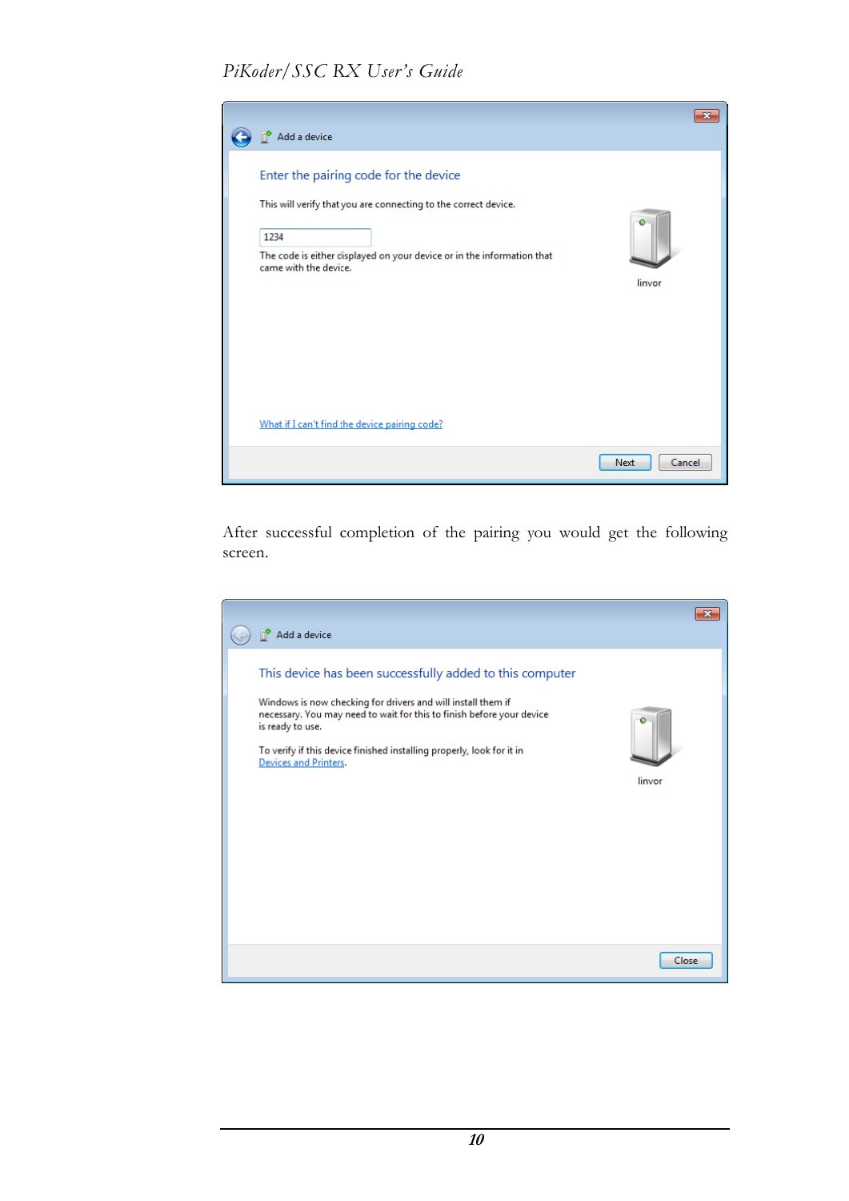Add a device

Enter the pairing code for the device

This will verify that you are connecting to the correct device.

1234

The code is either displayed on your device or in the information that came with the device.

linvor

What if I can't find the device pairing code?

Next Cancel

After successful completion of the pairing you would get the following screen.

Add a device

This device has been successfully added to this computer

Windows is now checking for drivers and will install them if necessary. You may need to wait for this to finish before your device is ready to use.

To verify if this device finished installing properly, look for it in Devices and Printers.

linvor

Close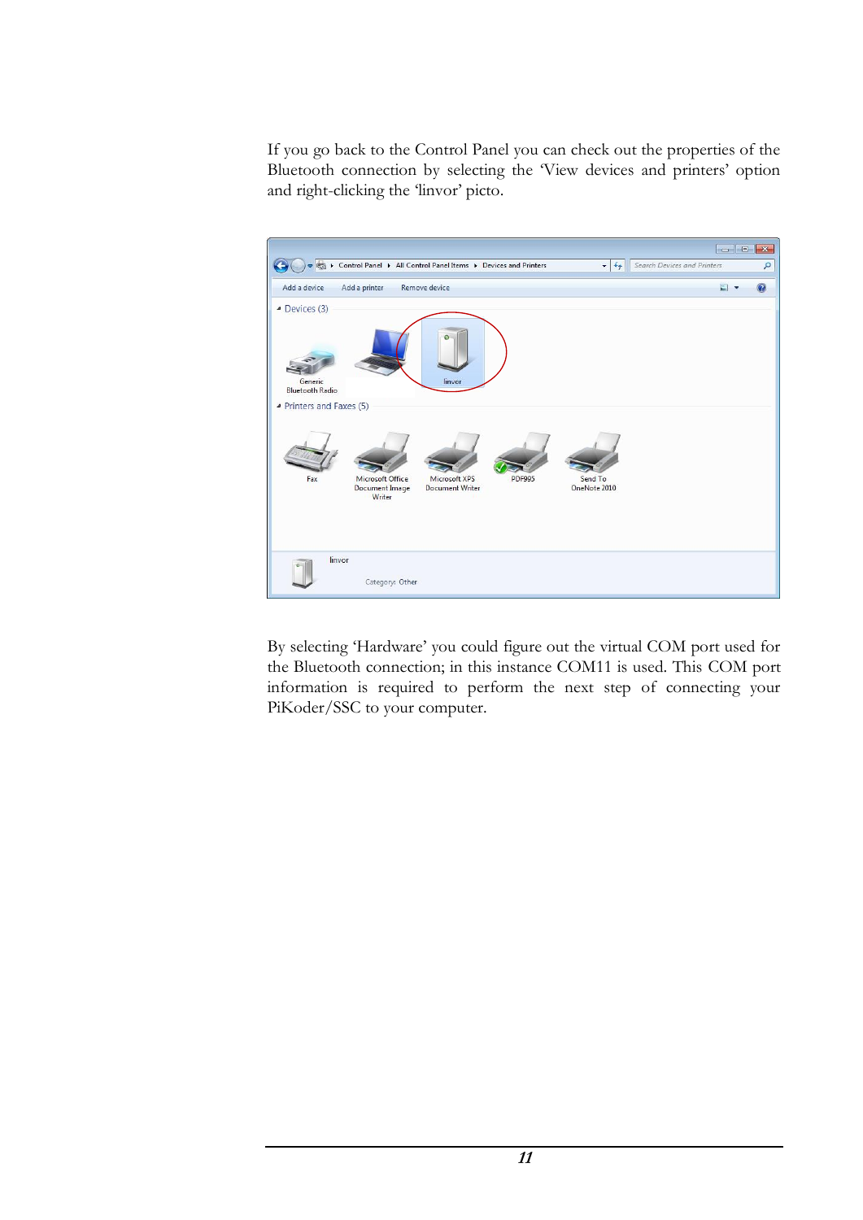If you go back to the Control Panel you can check out the properties of the Bluetooth connection by selecting the 'View devices and printers' option and right-clicking the 'linvor' picto.

By selecting 'Hardware' you could figure out the virtual COM port used for the Bluetooth connection; in this instance COM11 is used. This COM port information is required to perform the next step of connecting your PiKoder/SSC to your computer.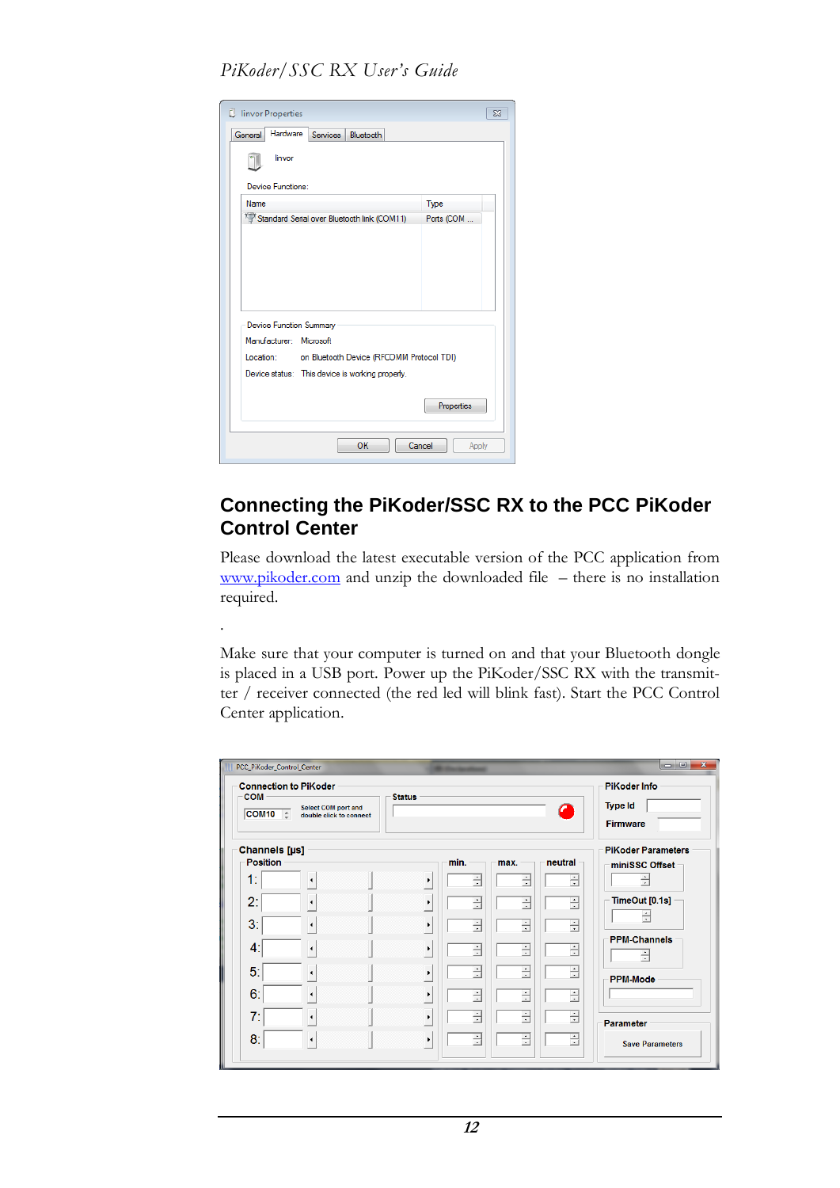## Connecting the PiKoder/SSC RX to the PCC PiKoder Control Center

Please download the latest executable version of the PCC application from www.pikoder.com and unzip the downloaded file – there is no installation required.

.

Make sure that your computer is turned on and that your Bluetooth dongle is placed in a USB port. Power up the PiKoder/SSC RX with the transmitter / receiver connected (the red led will blink fast). Start the PCC Control Center application.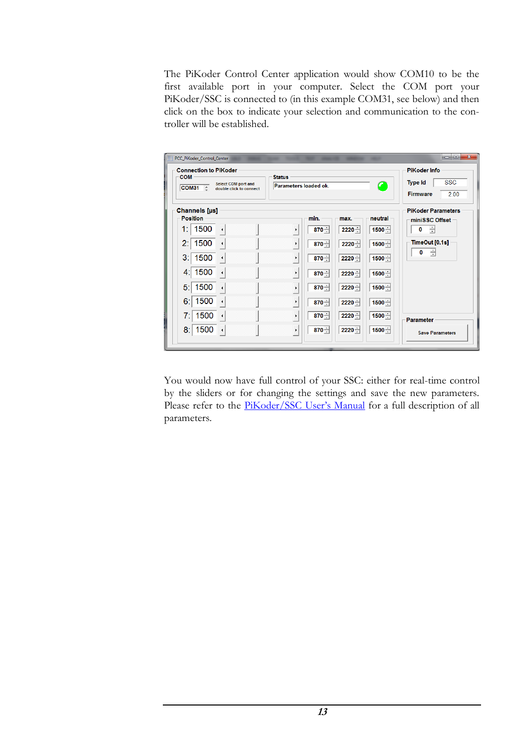The PiKoder Control Center application would show COM10 to be the first available port in your computer. Select the COM port your PiKoder/SSC is connected to (in this example COM31, see below) and then click on the box to indicate your selection and communication to the controller will be established.

You would now have full control of your SSC: either for real-time control by the sliders or for changing the settings and save the new parameters. Please refer to the [PiKoder/SSC User's Manual]() for a full description of all parameters.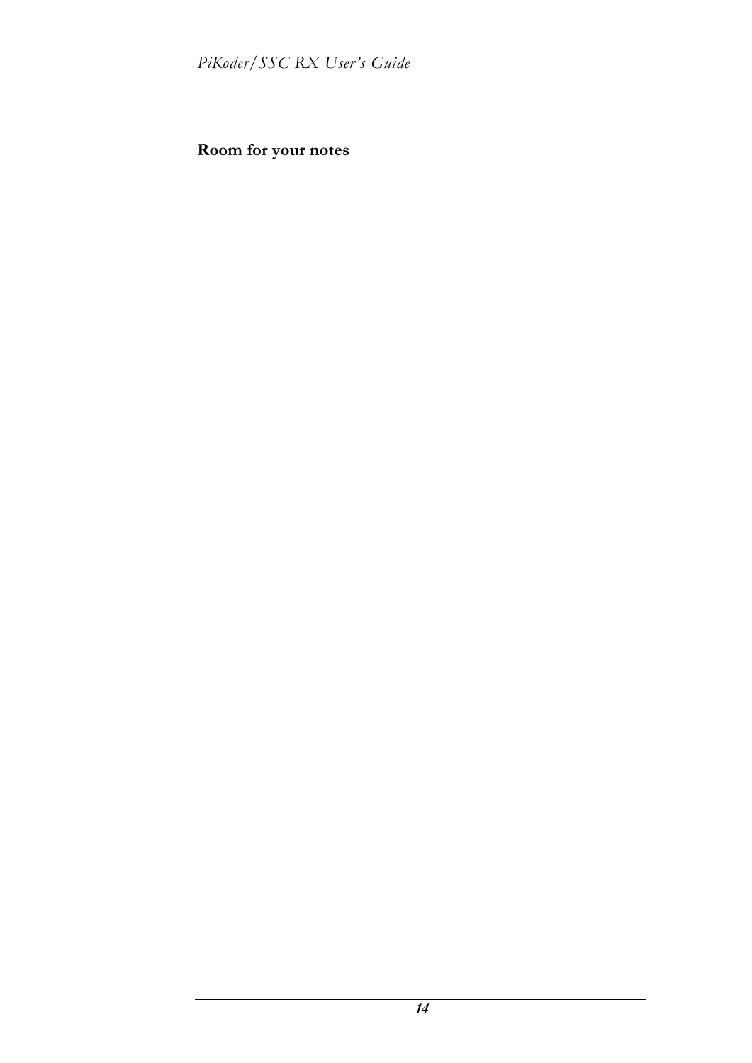**Room for your notes**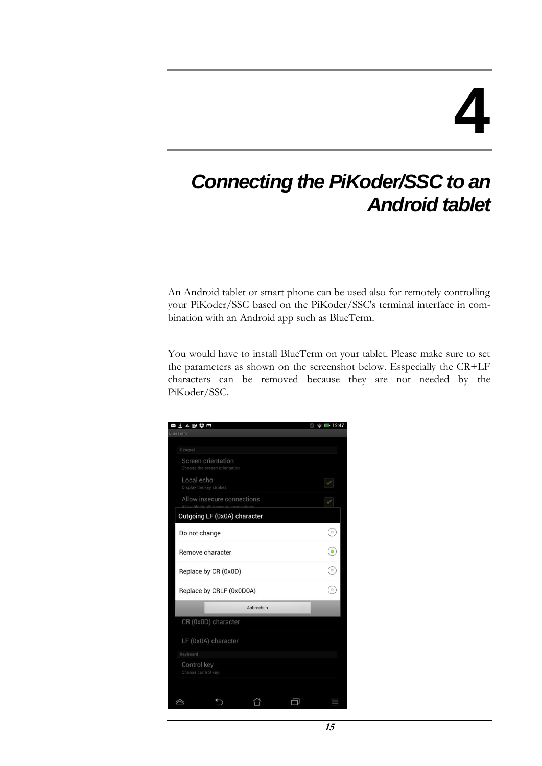# 4

# Connecting the PiKoder/SSC to an Android tablet

An Android tablet or smart phone can be used also for remotely controlling your PiKoder/SSC based on the PiKoder/SSC's terminal interface in combination with an Android app such as BlueTerm.

You would have to install BlueTerm on your tablet. Please make sure to set the parameters as shown on the screenshot below. Esspecially the CR+LF characters can be removed because they are not needed by the PiKoder/SSC.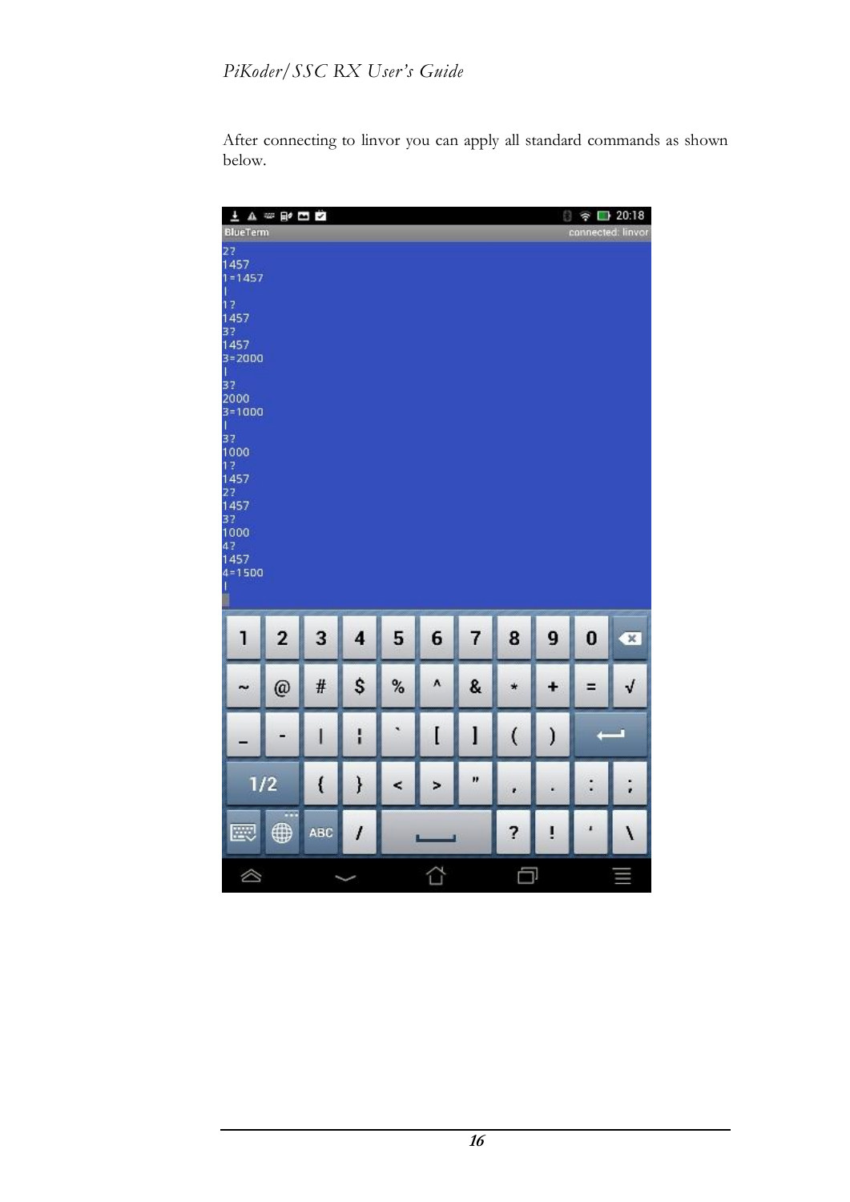After connecting to linvor you can apply all standard commands as shown below.

```
2?
1457
1=1457
!
1?
1457
3?
1457
3=2000
!
3?
2000
3=1000
!
3?
1000
1?
1457
2?
1457
3?
1000
4?
1457
4=1500
!
```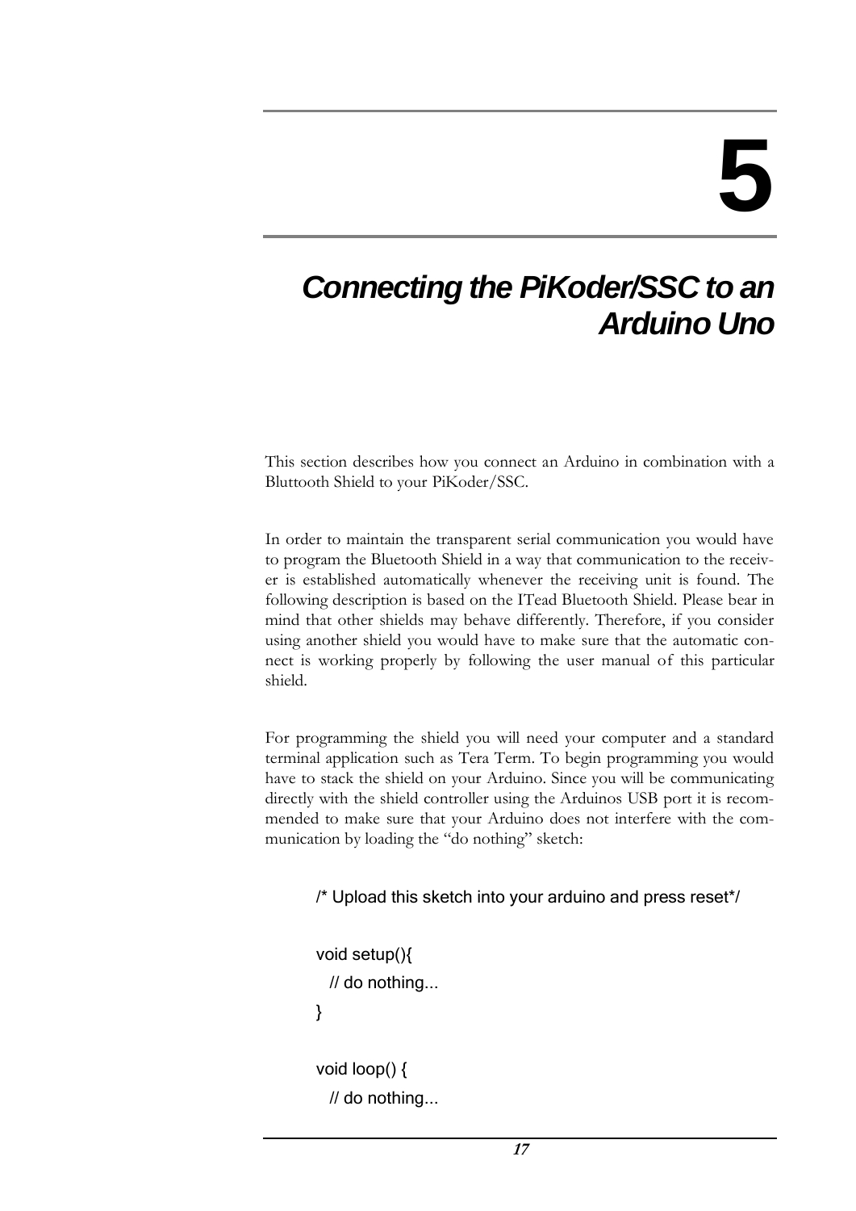# 5

# *Connecting the PiKoder/SSC to an Arduino Uno*

This section describes how you connect an Arduino in combination with a Bluttooth Shield to your PiKoder/SSC.

In order to maintain the transparent serial communication you would have to program the Bluetooth Shield in a way that communication to the receiver is established automatically whenever the receiving unit is found. The following description is based on the ITead Bluetooth Shield. Please bear in mind that other shields may behave differently. Therefore, if you consider using another shield you would have to make sure that the automatic connect is working properly by following the user manual of this particular shield.

For programming the shield you will need your computer and a standard terminal application such as Tera Term. To begin programming you would have to stack the shield on your Arduino. Since you will be communicating directly with the shield controller using the Arduinos USB port it is recommended to make sure that your Arduino does not interfere with the communication by loading the "do nothing" sketch:

```
/* Upload this sketch into your arduino and press reset*/

void setup(){
  // do nothing...
}

void loop() {
  // do nothing...
```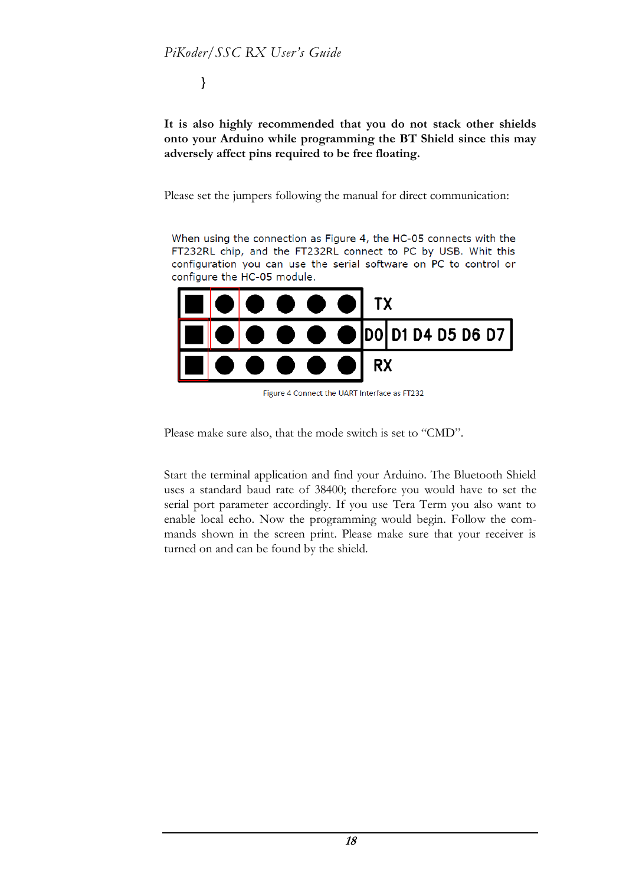}

**It is also highly recommended that you do not stack other shields onto your Arduino while programming the BT Shield since this may adversely affect pins required to be free floating.**

Please set the jumpers following the manual for direct communication:

When using the connection as Figure 4, the HC-05 connects with the FT232RL chip, and the FT232RL connect to PC by USB. Whit this configuration you can use the serial software on PC to control or configure the HC-05 module.

TX

D0 D1 D4 D5 D6 D7

RX

Figure 4 Connect the UART Interface as FT232

Please make sure also, that the mode switch is set to "CMD".

Start the terminal application and find your Arduino. The Bluetooth Shield uses a standard baud rate of 38400; therefore you would have to set the serial port parameter accordingly. If you use Tera Term you also want to enable local echo. Now the programming would begin. Follow the commands shown in the screen print. Please make sure that your receiver is turned on and can be found by the shield.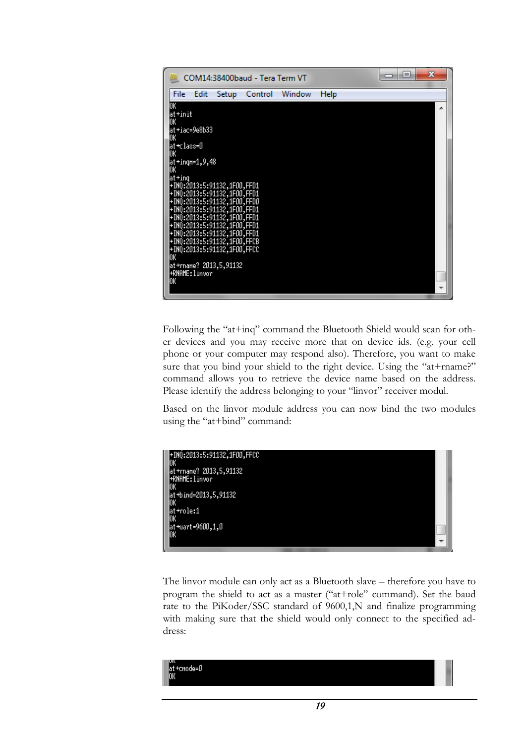```
COM14:38400baud - Tera Term VT
File  Edit  Setup  Control  Window  Help
OK
at+init
OK
at+iac=9e8b33
OK
at+class=0
OK
at+inqm=1,9,48
OK
at+inq
+INQ:2013:5:91132,1F00,FFD1
+INQ:2013:5:91132,1F00,FFD1
+INQ:2013:5:91132,1F00,FFD0
+INQ:2013:5:91132,1F00,FFD1
+INQ:2013:5:91132,1F00,FFD1
+INQ:2013:5:91132,1F00,FFD1
+INQ:2013:5:91132,1F00,FFD1
+INQ:2013:5:91132,1F00,FFCB
+INQ:2013:5:91132,1F00,FFCC
OK
at+rname? 2013,5,91132
+RNAME:linvor
OK
```

Following the "at+inq" command the Bluetooth Shield would scan for other devices and you may receive more that on device ids. (e.g. your cell phone or your computer may respond also). Therefore, you want to make sure that you bind your shield to the right device. Using the "at+rname?" command allows you to retrieve the device name based on the address. Please identify the address belonging to your "linvor" receiver modul.

Based on the linvor module address you can now bind the two modules using the "at+bind" command:

```
+INQ:2013:5:91132,1F00,FFCC
OK
at+rname? 2013,5,91132
+RNAME:linvor
OK
at+bind=2013,5,91132
OK
at+role:1
OK
at+uart=9600,1,0
OK
```

The linvor module can only act as a Bluetooth slave – therefore you have to program the shield to act as a master ("at+role" command). Set the baud rate to the PiKoder/SSC standard of 9600,1,N and finalize programming with making sure that the shield would only connect to the specified address:

```
OK
at+cmode=0
OK
```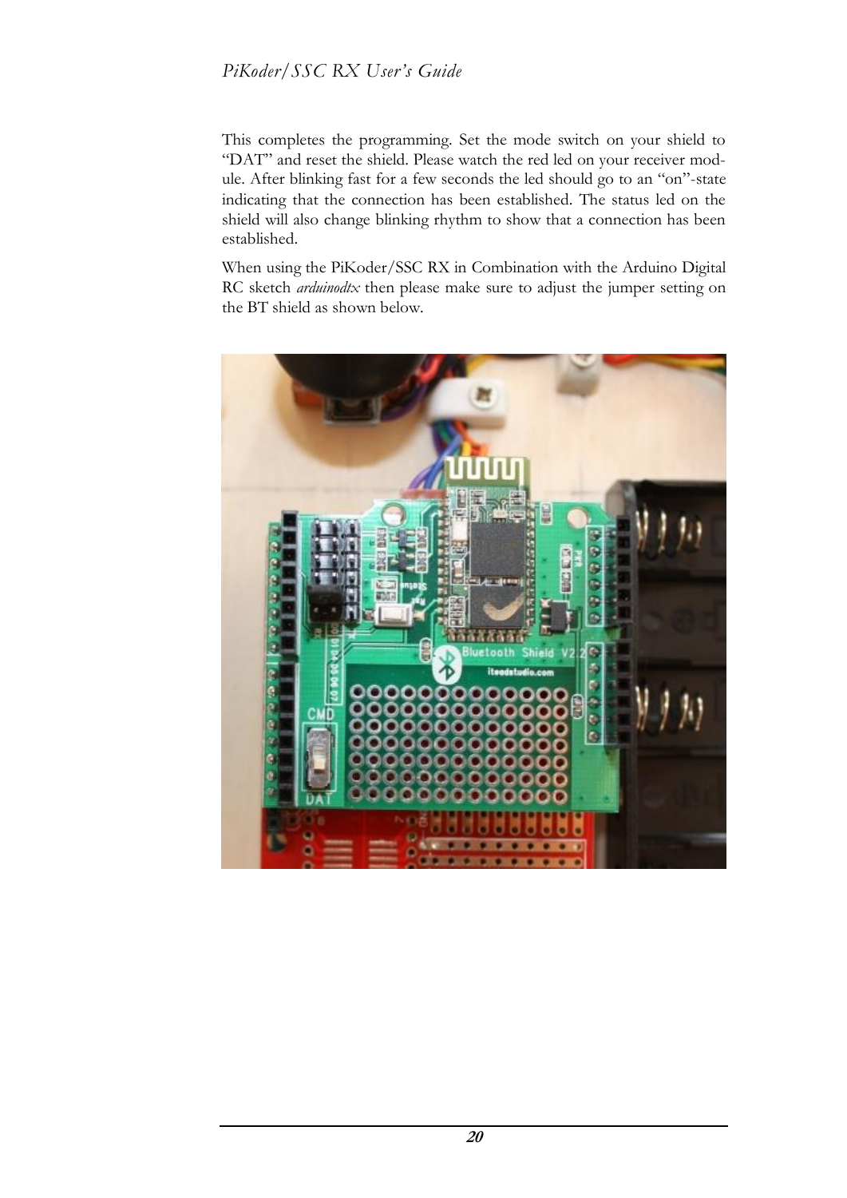This completes the programming. Set the mode switch on your shield to "DAT" and reset the shield. Please watch the red led on your receiver module. After blinking fast for a few seconds the led should go to an "on"-state indicating that the connection has been established. The status led on the shield will also change blinking rhythm to show that a connection has been established.

When using the PiKoder/SSC RX in Combination with the Arduino Digital RC sketch *arduinodtx* then please make sure to adjust the jumper setting on the BT shield as shown below.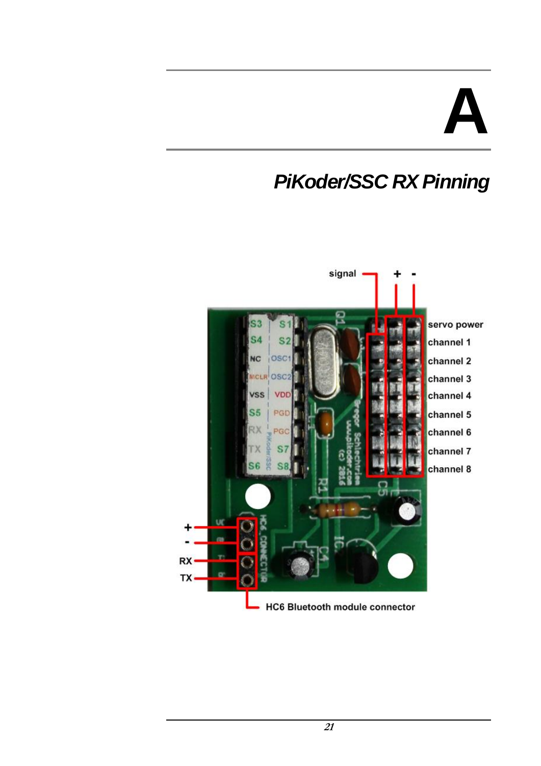# A

## PiKoder/SSC RX Pinning

signal + -

servo power

channel 1

channel 2

channel 3

channel 4

channel 5

channel 6

channel 7

channel 8

+

-

RX

TX

HC6 Bluetooth module connector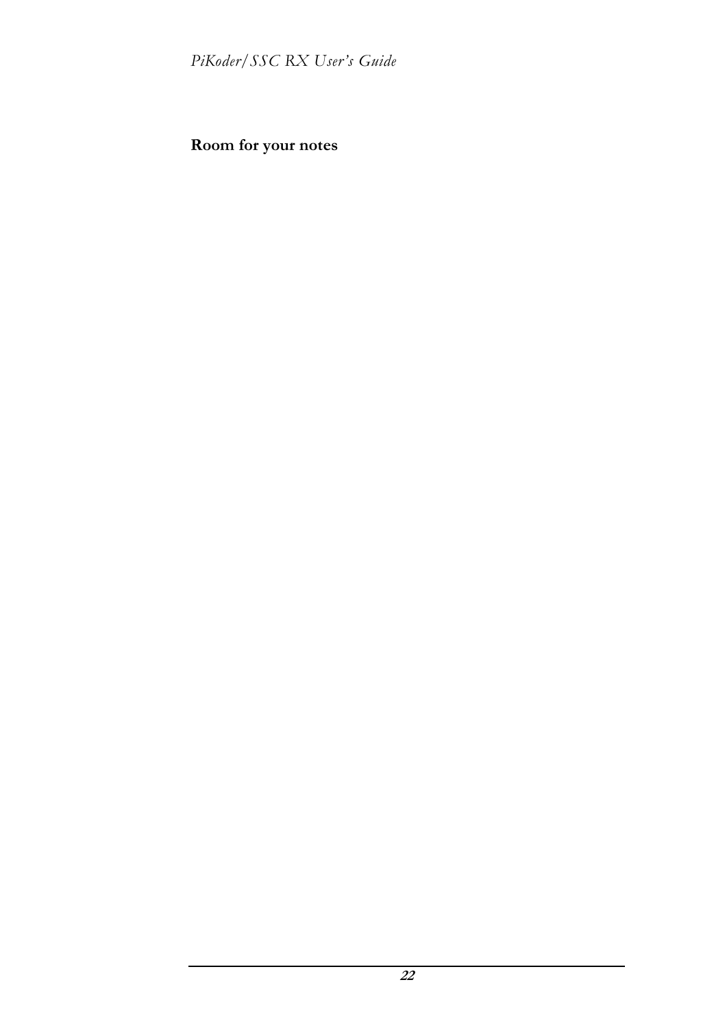**Room for your notes**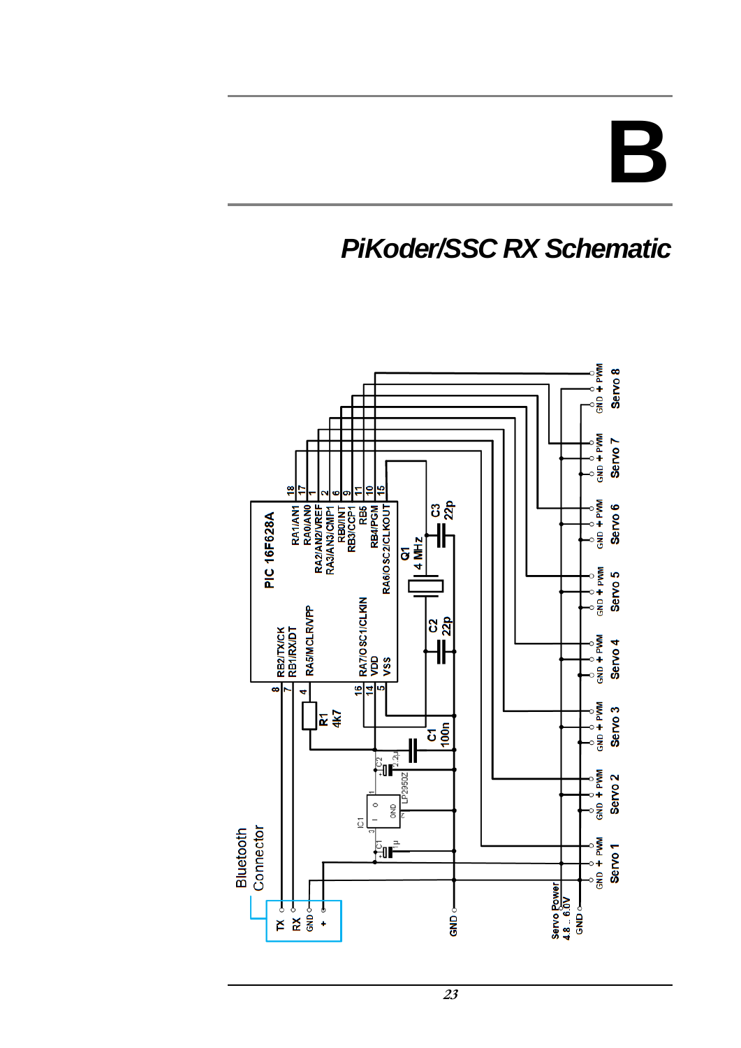# B

## *PiKoder/SSC RX Schematic*

PIC 16F628A

RB2/TX/CK
RB1/RX/DT
RA5/MCLR/VPP
RA7/OSC1/CLKIN
VDD
VSS

RA1/AN1
RA0/AN0
RA2/AN2/VREF
RA3/AN3/CMP1
RB0/INT
RB3/CCP1
RB5
RB4/PGM
RA6/OSC2/CLKOUT

8
7
4
16
14
5

18
17
1
2
6
9
11
10
15

Q1
4 MHz

C3
22p

C2
22p

R1
4k7

C1
100n

C2
2.2µ

LP2950Z

IC1

C1
1µ

Bluetooth Connector

TX
RX
GND
+

GND

Servo Power
4.8 .. 6.0V
GND

GND + PWM Servo 1
GND + PWM Servo 2
GND + PWM Servo 3
GND + PWM Servo 4
GND + PWM Servo 5
GND + PWM Servo 6
GND + PWM Servo 7
GND + PWM Servo 8